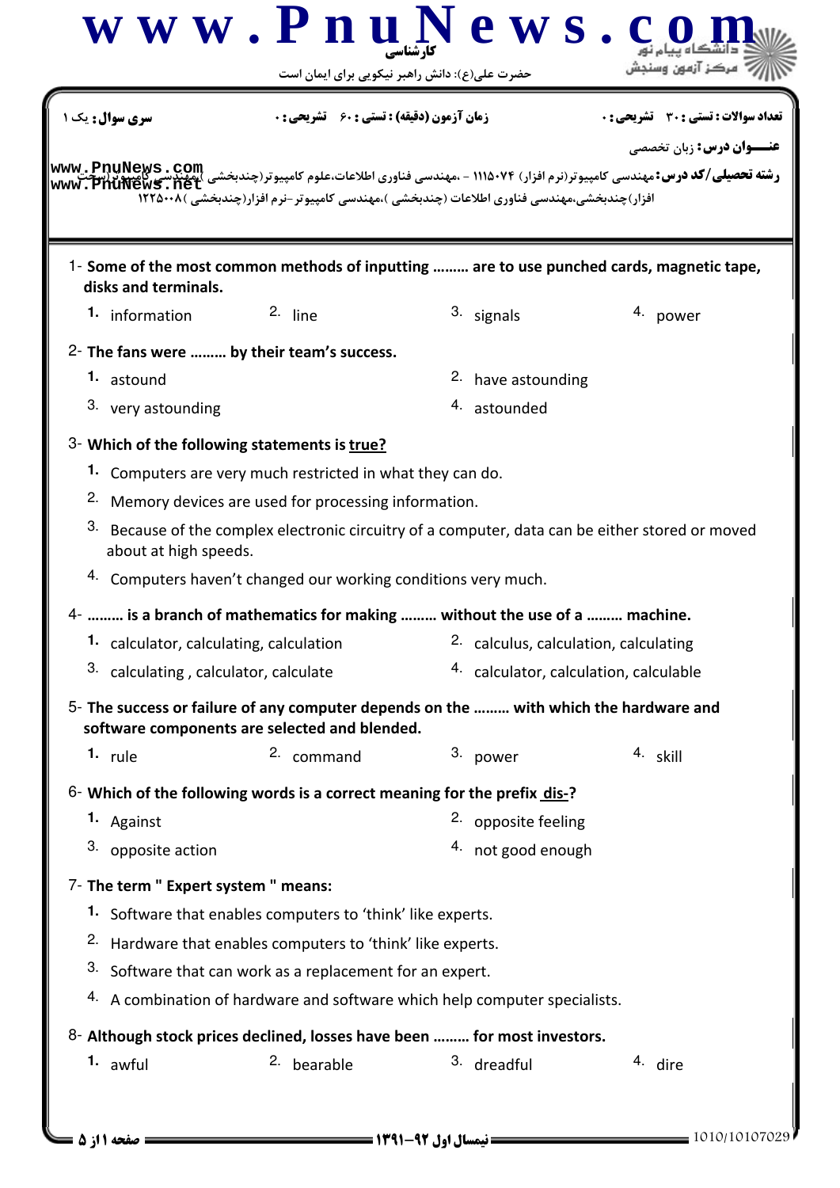کارشناسی

حضرت علی(ع): دانش راهبر نیکویی برای ایمان است

**سری سوال:** یک ۱ | **زمان آزمون (دقیقه) : تستی :** ۶۰ **تشریحی :** ۰ | **تعداد سوالات : تستی :** ۳۰ **تشریحی :** ۰

**عنـــوان درس:** زبان تخصصی

**رشته تحصیلی/کد درس:** مهندسی کامپیوتر(نرم افزار) ۱۱۱۵۰۷۴ - ،مهندسی فناوری اطلاعات،علوم کامپیوتر(چندبخشی )،مهندسی کامپیوتر(سخت افزار)چندبخشی،مهندسی فناوری اطلاعات (چندبخشی )،مهندسی کامپیوتر-نرم افزار(چندبخشی )۱۲۲۵۰۰۸

1- **Some of the most common methods of inputting ……… are to use punched cards, magnetic tape, disks and terminals.**

1. information
2. line
3. signals
4. power

2- **The fans were ……… by their team's success.**

1. astound
2. have astounding
3. very astounding
4. astounded

3- **Which of the following statements is true?**

1. Computers are very much restricted in what they can do.
2. Memory devices are used for processing information.
3. Because of the complex electronic circuitry of a computer, data can be either stored or moved about at high speeds.
4. Computers haven't changed our working conditions very much.

4- **……… is a branch of mathematics for making ……… without the use of a ……… machine.**

1. calculator, calculating, calculation
2. calculus, calculation, calculating
3. calculating , calculator, calculate
4. calculator, calculation, calculable

5- **The success or failure of any computer depends on the ……… with which the hardware and software components are selected and blended.**

1. rule
2. command
3. power
4. skill

6- **Which of the following words is a correct meaning for the prefix dis-?**

1. Against
2. opposite feeling
3. opposite action
4. not good enough

7- **The term " Expert system " means:**

1. Software that enables computers to 'think' like experts.
2. Hardware that enables computers to 'think' like experts.
3. Software that can work as a replacement for an expert.
4. A combination of hardware and software which help computer specialists.

8- **Although stock prices declined, losses have been ……… for most investors.**

1. awful
2. bearable
3. dreadful
4. dire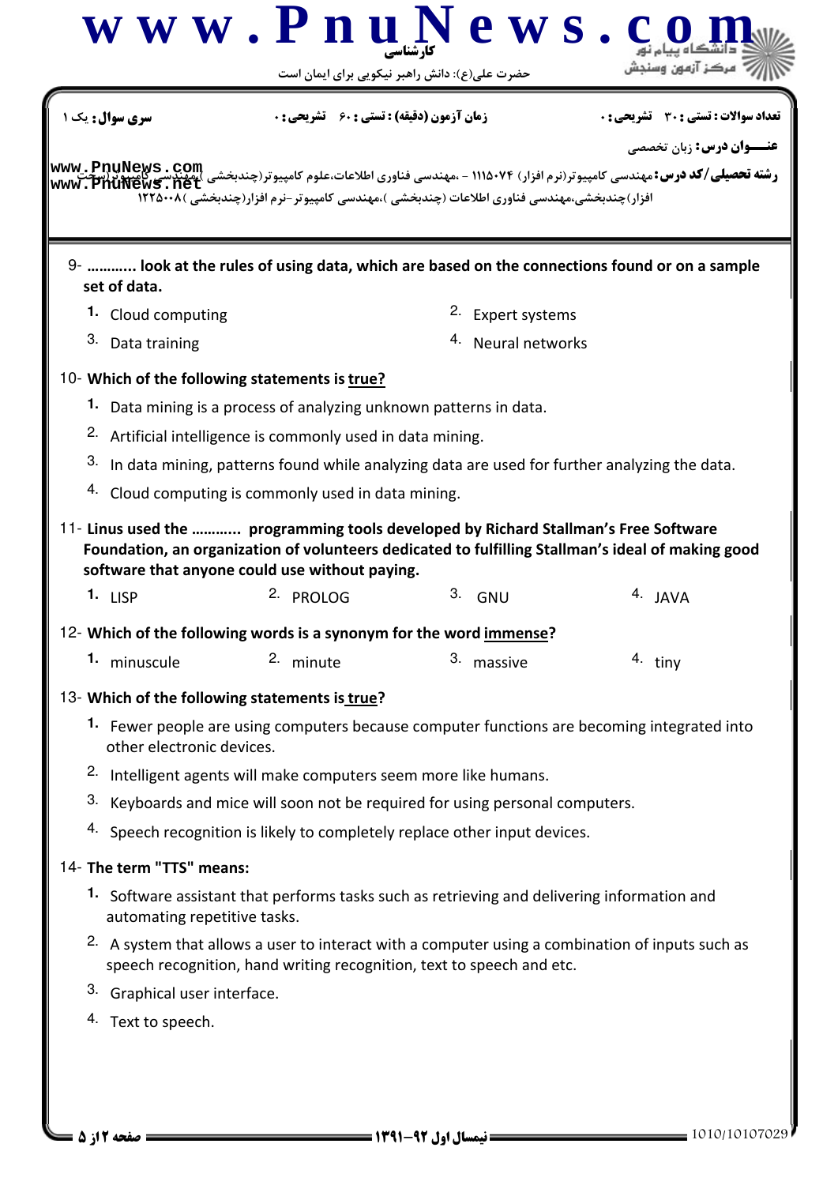9- ........... look at the rules of using data, which are based on the connections found or on a sample set of data.

1. Cloud computing
2. Expert systems
3. Data training
4. Neural networks

10- Which of the following statements is true?

1. Data mining is a process of analyzing unknown patterns in data.
2. Artificial intelligence is commonly used in data mining.
3. In data mining, patterns found while analyzing data are used for further analyzing the data.
4. Cloud computing is commonly used in data mining.

11- Linus used the ........... programming tools developed by Richard Stallman's Free Software Foundation, an organization of volunteers dedicated to fulfilling Stallman's ideal of making good software that anyone could use without paying.

1. LISP
2. PROLOG
3. GNU
4. JAVA

12- Which of the following words is a synonym for the word immense?

1. minuscule
2. minute
3. massive
4. tiny

13- Which of the following statements is true?

1. Fewer people are using computers because computer functions are becoming integrated into other electronic devices.
2. Intelligent agents will make computers seem more like humans.
3. Keyboards and mice will soon not be required for using personal computers.
4. Speech recognition is likely to completely replace other input devices.

14- The term "TTS" means:

1. Software assistant that performs tasks such as retrieving and delivering information and automating repetitive tasks.
2. A system that allows a user to interact with a computer using a combination of inputs such as speech recognition, hand writing recognition, text to speech and etc.
3. Graphical user interface.
4. Text to speech.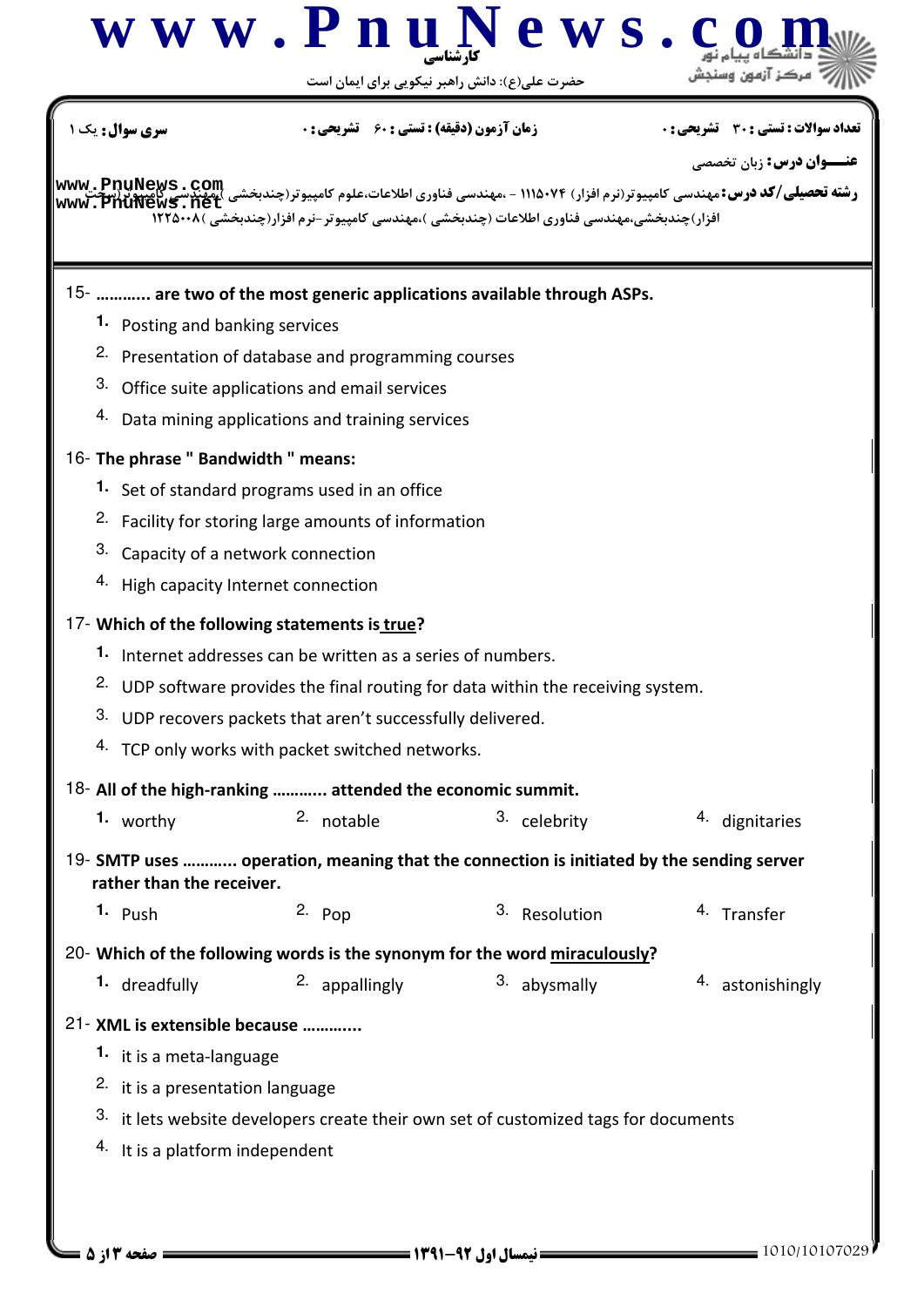**سری سوال:** یک ۱ &nbsp;&nbsp;&nbsp; **زمان آزمون (دقیقه) : تستی :** ۶۰ **تشریحی :** ۰ &nbsp;&nbsp;&nbsp; **تعداد سوالات : تستی :** ۳۰ **تشریحی :** ۰

**عنـــوان درس:** زبان تخصصی

**رشته تحصیلی/کد درس:** مهندسی کامپیوتر(نرم افزار) ۱۱۱۵۰۷۴ - ،مهندسی فناوری اطلاعات،علوم کامپیوتر(چندبخشی )،مهندسی کامپیوتر(سخت افزار)چندبخشی،مهندسی فناوری اطلاعات (چندبخشی )،مهندسی کامپیوتر-نرم افزار(چندبخشی )۱۲۲۵۰۰۸

15- **………. are two of the most generic applications available through ASPs.**

1. Posting and banking services
2. Presentation of database and programming courses
3. Office suite applications and email services
4. Data mining applications and training services

16- **The phrase " Bandwidth " means:**

1. Set of standard programs used in an office
2. Facility for storing large amounts of information
3. Capacity of a network connection
4. High capacity Internet connection

17- **Which of the following statements is true?**

1. Internet addresses can be written as a series of numbers.
2. UDP software provides the final routing for data within the receiving system.
3. UDP recovers packets that aren't successfully delivered.
4. TCP only works with packet switched networks.

18- **All of the high-ranking ……….. attended the economic summit.**

1. worthy &nbsp;&nbsp; 2. notable &nbsp;&nbsp; 3. celebrity &nbsp;&nbsp; 4. dignitaries

19- **SMTP uses ……….. operation, meaning that the connection is initiated by the sending server rather than the receiver.**

1. Push &nbsp;&nbsp; 2. Pop &nbsp;&nbsp; 3. Resolution &nbsp;&nbsp; 4. Transfer

20- **Which of the following words is the synonym for the word miraculously?**

1. dreadfully &nbsp;&nbsp; 2. appallingly &nbsp;&nbsp; 3. abysmally &nbsp;&nbsp; 4. astonishingly

21- **XML is extensible because ………..**

1. it is a meta-language
2. it is a presentation language
3. it lets website developers create their own set of customized tags for documents
4. It is a platform independent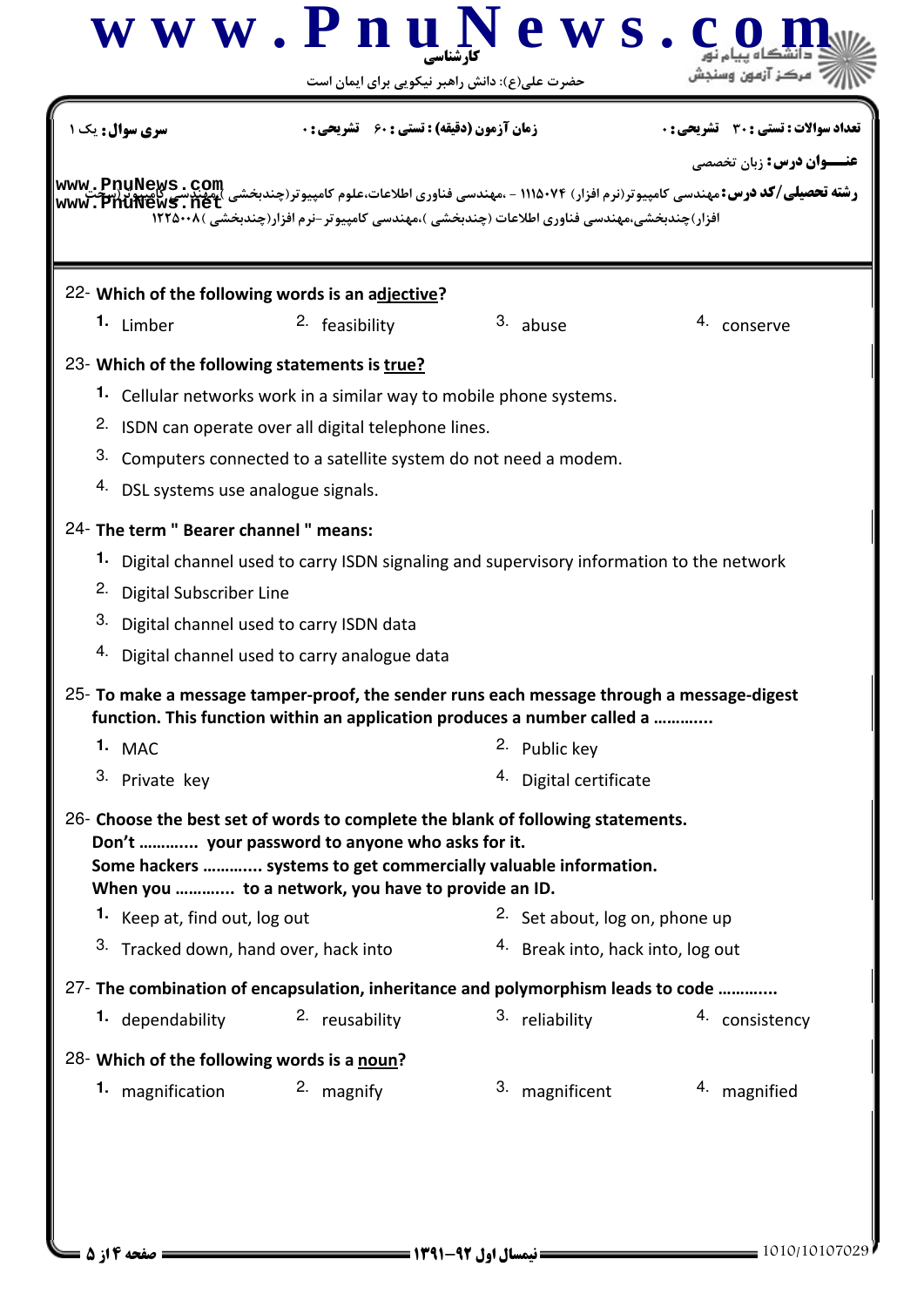**سری سوال:** یک ۱ | **زمان آزمون (دقیقه) : تستی : ۶۰ تشریحی : ۰** | **تعداد سوالات : تستی : ۳۰ تشریحی : ۰**

**عنـــوان درس:** زبان تخصصی

**رشته تحصیلی/کد درس:** مهندسی کامپیوتر(نرم افزار) ۱۱۱۵۰۷۴ - ،مهندسی فناوری اطلاعات،علوم کامپیوتر(چندبخشی )،مهندسی کامپیوتر(سخت افزار)چندبخشی،مهندسی فناوری اطلاعات (چندبخشی )،مهندسی کامپیوتر-نرم افزار(چندبخشی )۱۲۲۵۰۰۸

22- **Which of the following words is an adjective?**

1. Limber
2. feasibility
3. abuse
4. conserve

23- **Which of the following statements is true?**

1. Cellular networks work in a similar way to mobile phone systems.
2. ISDN can operate over all digital telephone lines.
3. Computers connected to a satellite system do not need a modem.
4. DSL systems use analogue signals.

24- **The term " Bearer channel " means:**

1. Digital channel used to carry ISDN signaling and supervisory information to the network
2. Digital Subscriber Line
3. Digital channel used to carry ISDN data
4. Digital channel used to carry analogue data

25- **To make a message tamper-proof, the sender runs each message through a message-digest function. This function within an application produces a number called a ............**

1. MAC
2. Public key
3. Private key
4. Digital certificate

26- **Choose the best set of words to complete the blank of following statements.**
**Don't ............ your password to anyone who asks for it.**
**Some hackers ............ systems to get commercially valuable information.**
**When you ............ to a network, you have to provide an ID.**

1. Keep at, find out, log out
2. Set about, log on, phone up
3. Tracked down, hand over, hack into
4. Break into, hack into, log out

27- **The combination of encapsulation, inheritance and polymorphism leads to code ............**

1. dependability
2. reusability
3. reliability
4. consistency

28- **Which of the following words is a noun?**

1. magnification
2. magnify
3. magnificent
4. magnified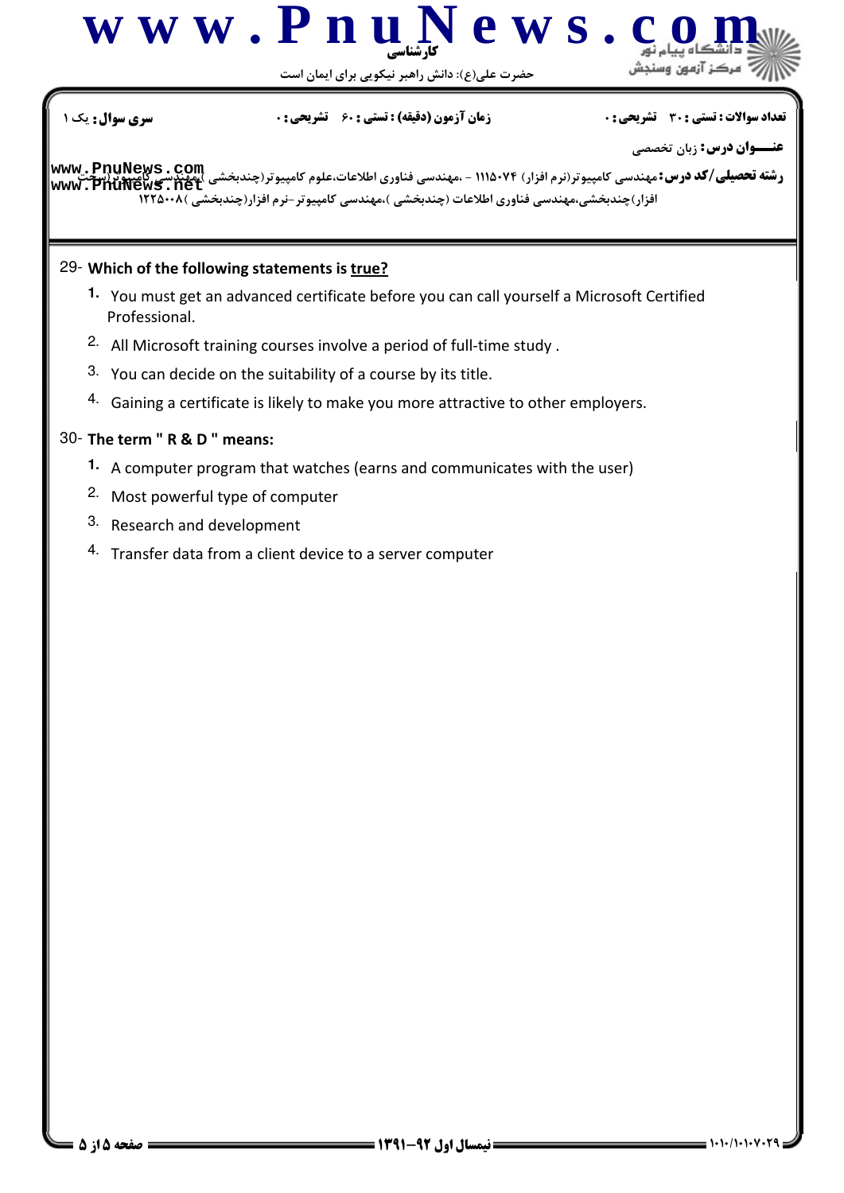29- **Which of the following statements is true?**

1. You must get an advanced certificate before you can call yourself a Microsoft Certified Professional.
2. All Microsoft training courses involve a period of full-time study .
3. You can decide on the suitability of a course by its title.
4. Gaining a certificate is likely to make you more attractive to other employers.

30- **The term " R & D " means:**

1. A computer program that watches (earns and communicates with the user)
2. Most powerful type of computer
3. Research and development
4. Transfer data from a client device to a server computer